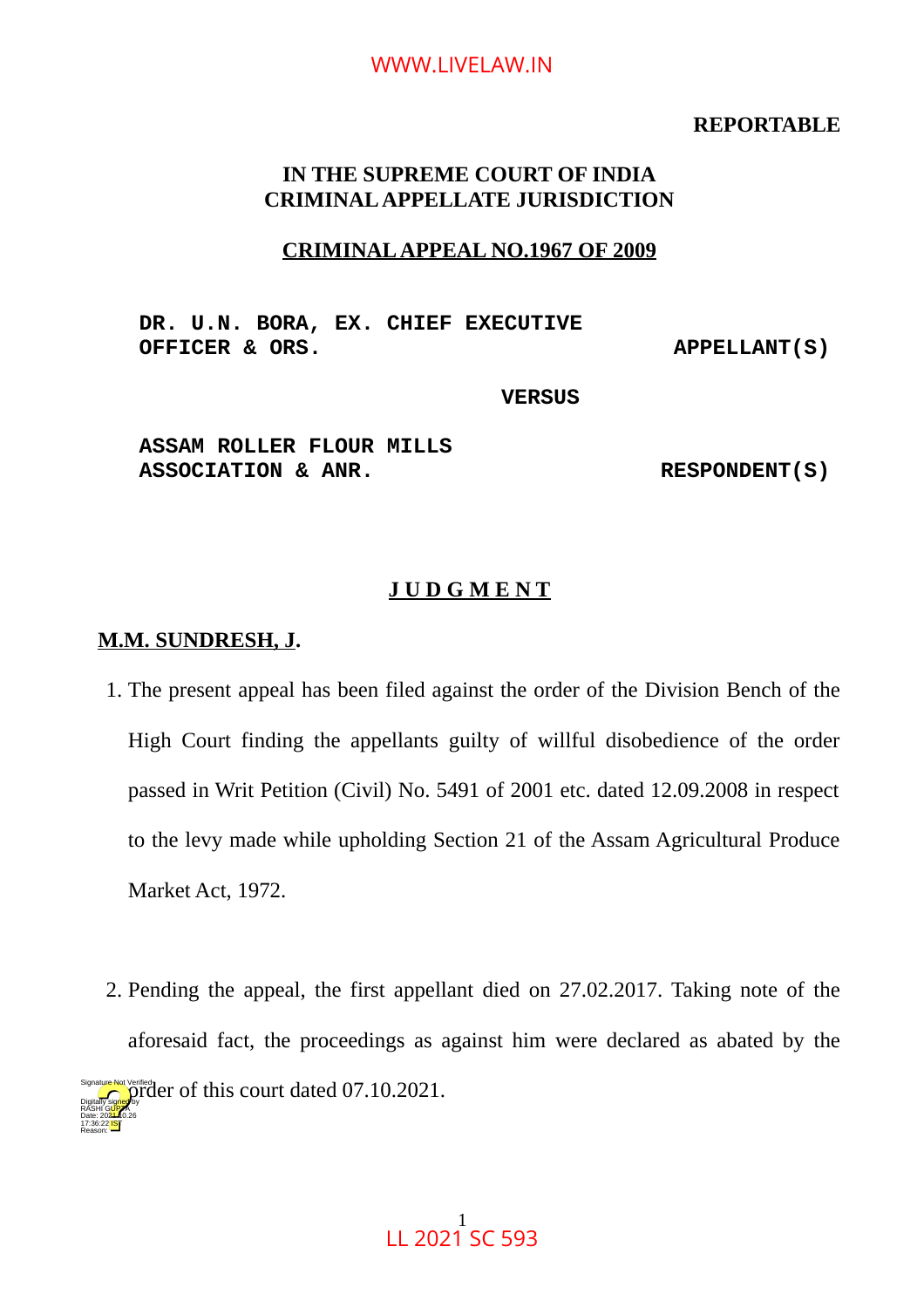**REPORTABLE**

**IN THE SUPREME COURT OF INDIA**
**CRIMINAL APPELLATE JURISDICTION**

**CRIMINAL APPEAL NO.1967 OF 2009**

DR. U.N. BORA, EX. CHIEF EXECUTIVE OFFICER & ORS. — APPELLANT(S)

VERSUS

ASSAM ROLLER FLOUR MILLS ASSOCIATION & ANR. — RESPONDENT(S)

# J U D G M E N T

**M.M. SUNDRESH, J.**

1. The present appeal has been filed against the order of the Division Bench of the High Court finding the appellants guilty of willful disobedience of the order passed in Writ Petition (Civil) No. 5491 of 2001 etc. dated 12.09.2008 in respect to the levy made while upholding Section 21 of the Assam Agricultural Produce Market Act, 1972.

2. Pending the appeal, the first appellant died on 27.02.2017. Taking note of the aforesaid fact, the proceedings as against him were declared as abated by the order of this court dated 07.10.2021.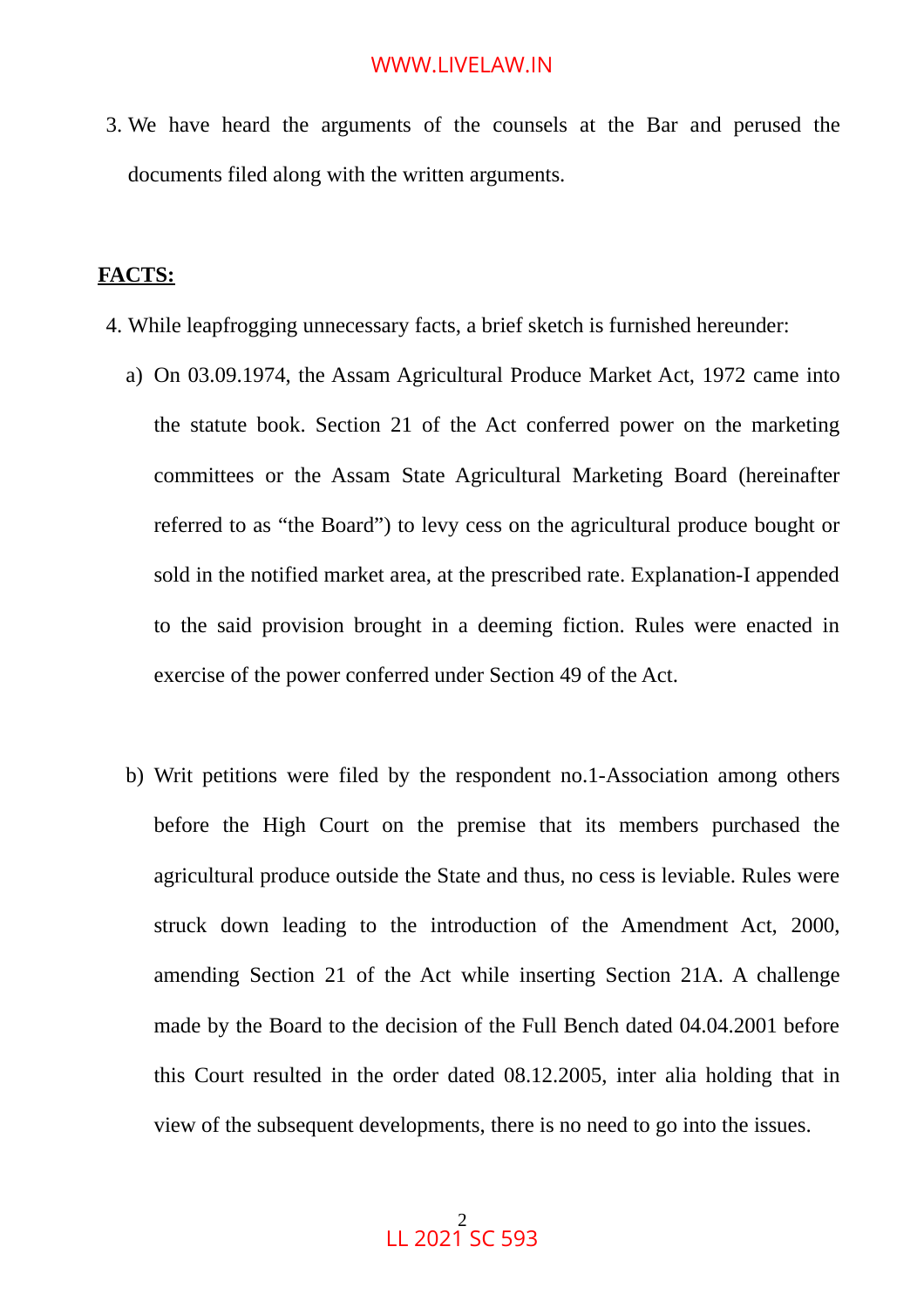3. We have heard the arguments of the counsels at the Bar and perused the documents filed along with the written arguments.

**FACTS:**

4. While leapfrogging unnecessary facts, a brief sketch is furnished hereunder:

   a) On 03.09.1974, the Assam Agricultural Produce Market Act, 1972 came into the statute book. Section 21 of the Act conferred power on the marketing committees or the Assam State Agricultural Marketing Board (hereinafter referred to as "the Board") to levy cess on the agricultural produce bought or sold in the notified market area, at the prescribed rate. Explanation-I appended to the said provision brought in a deeming fiction. Rules were enacted in exercise of the power conferred under Section 49 of the Act.

   b) Writ petitions were filed by the respondent no.1-Association among others before the High Court on the premise that its members purchased the agricultural produce outside the State and thus, no cess is leviable. Rules were struck down leading to the introduction of the Amendment Act, 2000, amending Section 21 of the Act while inserting Section 21A. A challenge made by the Board to the decision of the Full Bench dated 04.04.2001 before this Court resulted in the order dated 08.12.2005, inter alia holding that in view of the subsequent developments, there is no need to go into the issues.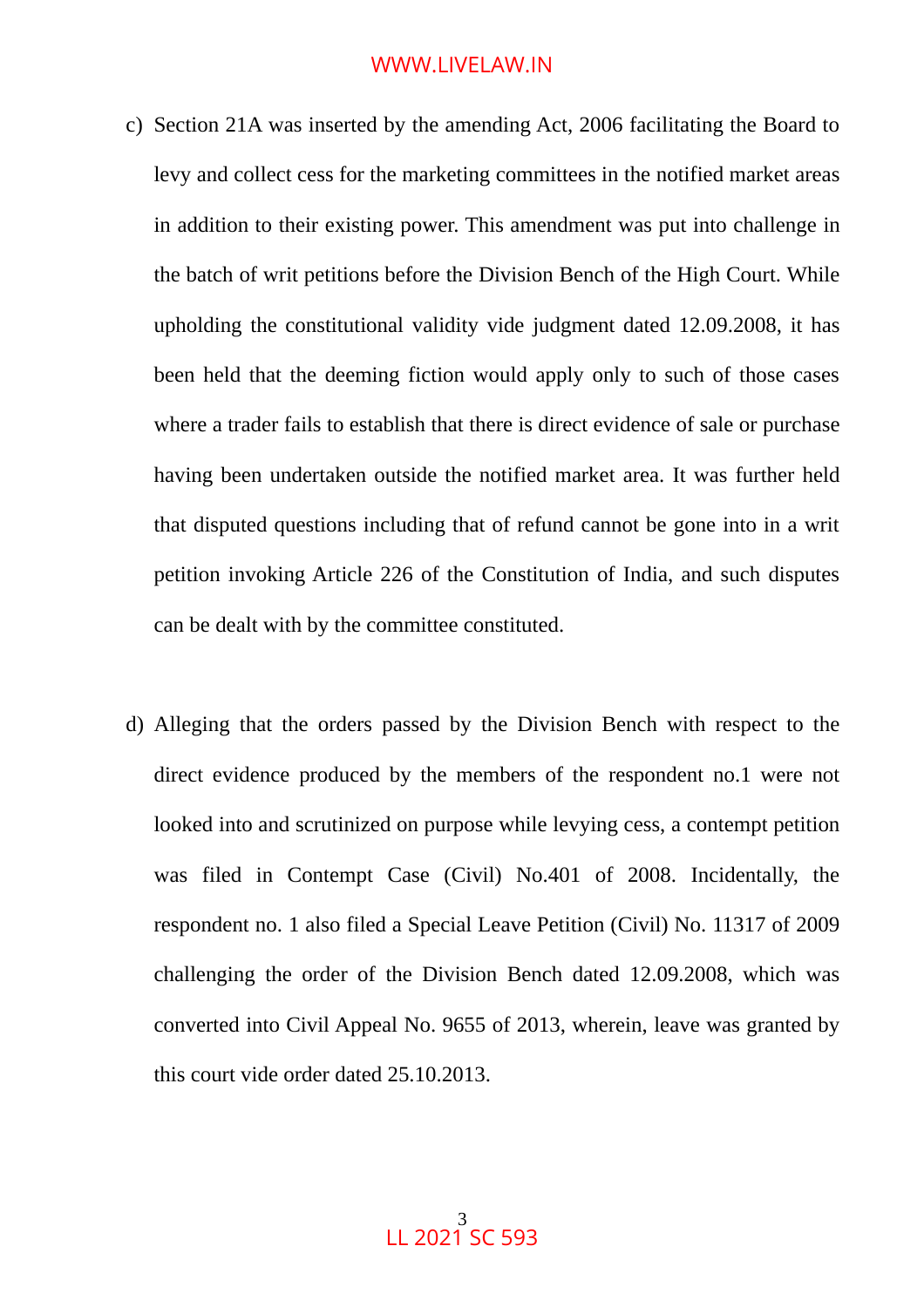c) Section 21A was inserted by the amending Act, 2006 facilitating the Board to levy and collect cess for the marketing committees in the notified market areas in addition to their existing power. This amendment was put into challenge in the batch of writ petitions before the Division Bench of the High Court. While upholding the constitutional validity vide judgment dated 12.09.2008, it has been held that the deeming fiction would apply only to such of those cases where a trader fails to establish that there is direct evidence of sale or purchase having been undertaken outside the notified market area. It was further held that disputed questions including that of refund cannot be gone into in a writ petition invoking Article 226 of the Constitution of India, and such disputes can be dealt with by the committee constituted.

d) Alleging that the orders passed by the Division Bench with respect to the direct evidence produced by the members of the respondent no.1 were not looked into and scrutinized on purpose while levying cess, a contempt petition was filed in Contempt Case (Civil) No.401 of 2008. Incidentally, the respondent no. 1 also filed a Special Leave Petition (Civil) No. 11317 of 2009 challenging the order of the Division Bench dated 12.09.2008, which was converted into Civil Appeal No. 9655 of 2013, wherein, leave was granted by this court vide order dated 25.10.2013.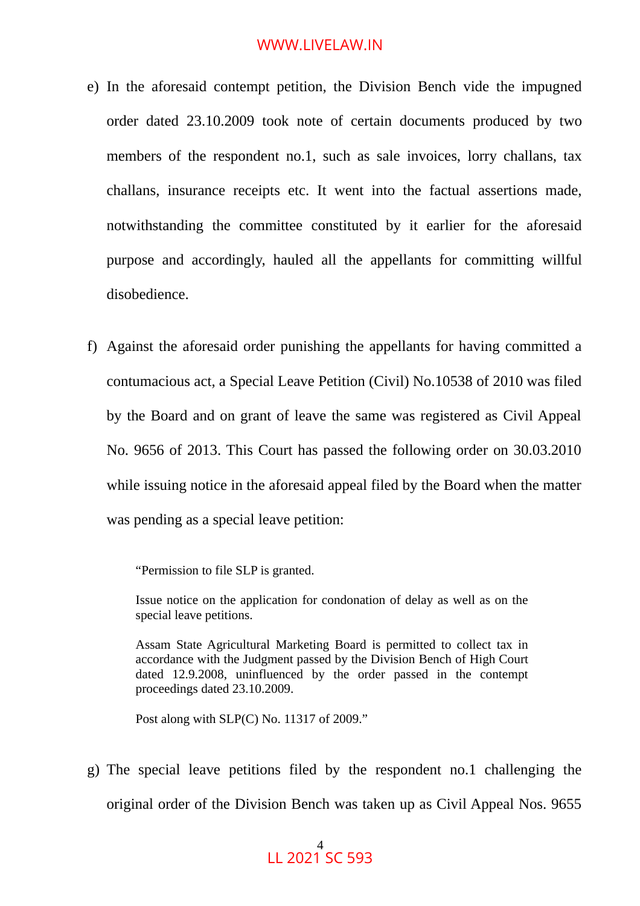e) In the aforesaid contempt petition, the Division Bench vide the impugned order dated 23.10.2009 took note of certain documents produced by two members of the respondent no.1, such as sale invoices, lorry challans, tax challans, insurance receipts etc. It went into the factual assertions made, notwithstanding the committee constituted by it earlier for the aforesaid purpose and accordingly, hauled all the appellants for committing willful disobedience.

f) Against the aforesaid order punishing the appellants for having committed a contumacious act, a Special Leave Petition (Civil) No.10538 of 2010 was filed by the Board and on grant of leave the same was registered as Civil Appeal No. 9656 of 2013. This Court has passed the following order on 30.03.2010 while issuing notice in the aforesaid appeal filed by the Board when the matter was pending as a special leave petition:

> "Permission to file SLP is granted.
>
> Issue notice on the application for condonation of delay as well as on the special leave petitions.
>
> Assam State Agricultural Marketing Board is permitted to collect tax in accordance with the Judgment passed by the Division Bench of High Court dated 12.9.2008, uninfluenced by the order passed in the contempt proceedings dated 23.10.2009.
>
> Post along with SLP(C) No. 11317 of 2009."

g) The special leave petitions filed by the respondent no.1 challenging the original order of the Division Bench was taken up as Civil Appeal Nos. 9655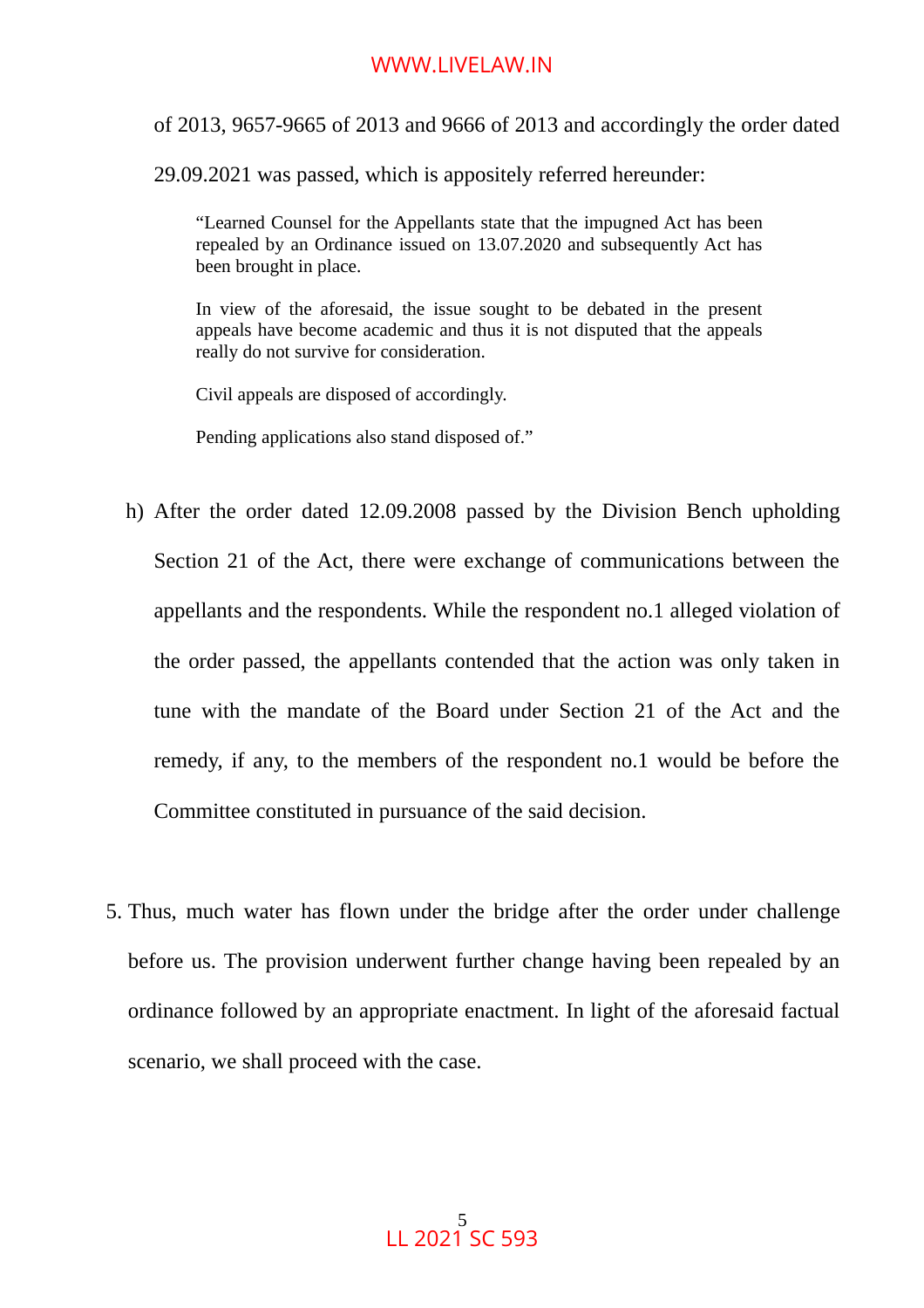of 2013, 9657-9665 of 2013 and 9666 of 2013 and accordingly the order dated 29.09.2021 was passed, which is appositely referred hereunder:

> "Learned Counsel for the Appellants state that the impugned Act has been repealed by an Ordinance issued on 13.07.2020 and subsequently Act has been brought in place.
>
> In view of the aforesaid, the issue sought to be debated in the present appeals have become academic and thus it is not disputed that the appeals really do not survive for consideration.
>
> Civil appeals are disposed of accordingly.
>
> Pending applications also stand disposed of."

h) After the order dated 12.09.2008 passed by the Division Bench upholding Section 21 of the Act, there were exchange of communications between the appellants and the respondents. While the respondent no.1 alleged violation of the order passed, the appellants contended that the action was only taken in tune with the mandate of the Board under Section 21 of the Act and the remedy, if any, to the members of the respondent no.1 would be before the Committee constituted in pursuance of the said decision.

5. Thus, much water has flown under the bridge after the order under challenge before us. The provision underwent further change having been repealed by an ordinance followed by an appropriate enactment. In light of the aforesaid factual scenario, we shall proceed with the case.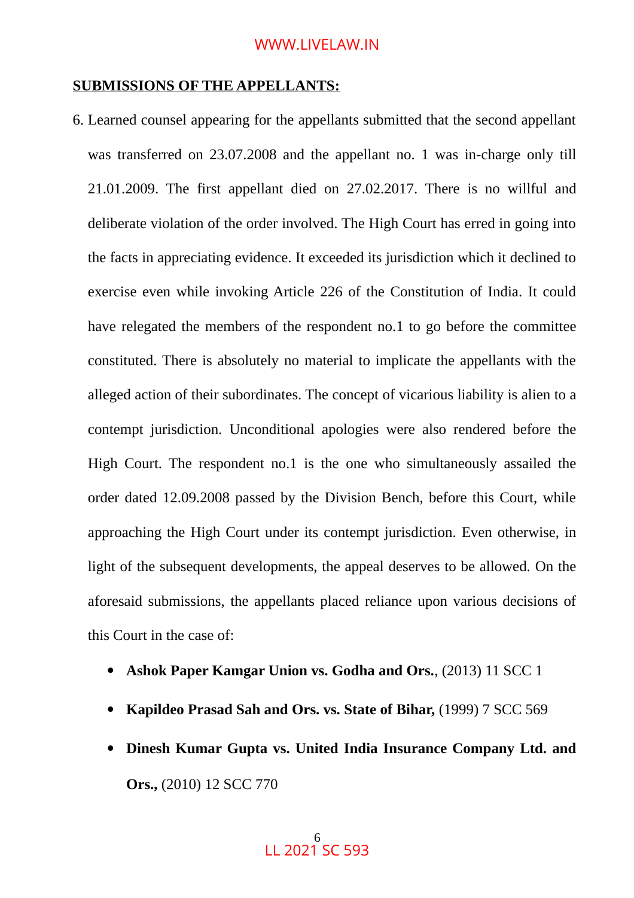**SUBMISSIONS OF THE APPELLANTS:**

6. Learned counsel appearing for the appellants submitted that the second appellant was transferred on 23.07.2008 and the appellant no. 1 was in-charge only till 21.01.2009. The first appellant died on 27.02.2017. There is no willful and deliberate violation of the order involved. The High Court has erred in going into the facts in appreciating evidence. It exceeded its jurisdiction which it declined to exercise even while invoking Article 226 of the Constitution of India. It could have relegated the members of the respondent no.1 to go before the committee constituted. There is absolutely no material to implicate the appellants with the alleged action of their subordinates. The concept of vicarious liability is alien to a contempt jurisdiction. Unconditional apologies were also rendered before the High Court. The respondent no.1 is the one who simultaneously assailed the order dated 12.09.2008 passed by the Division Bench, before this Court, while approaching the High Court under its contempt jurisdiction. Even otherwise, in light of the subsequent developments, the appeal deserves to be allowed. On the aforesaid submissions, the appellants placed reliance upon various decisions of this Court in the case of:

- **Ashok Paper Kamgar Union vs. Godha and Ors.**, (2013) 11 SCC 1
- **Kapildeo Prasad Sah and Ors. vs. State of Bihar,** (1999) 7 SCC 569
- **Dinesh Kumar Gupta vs. United India Insurance Company Ltd. and Ors.,** (2010) 12 SCC 770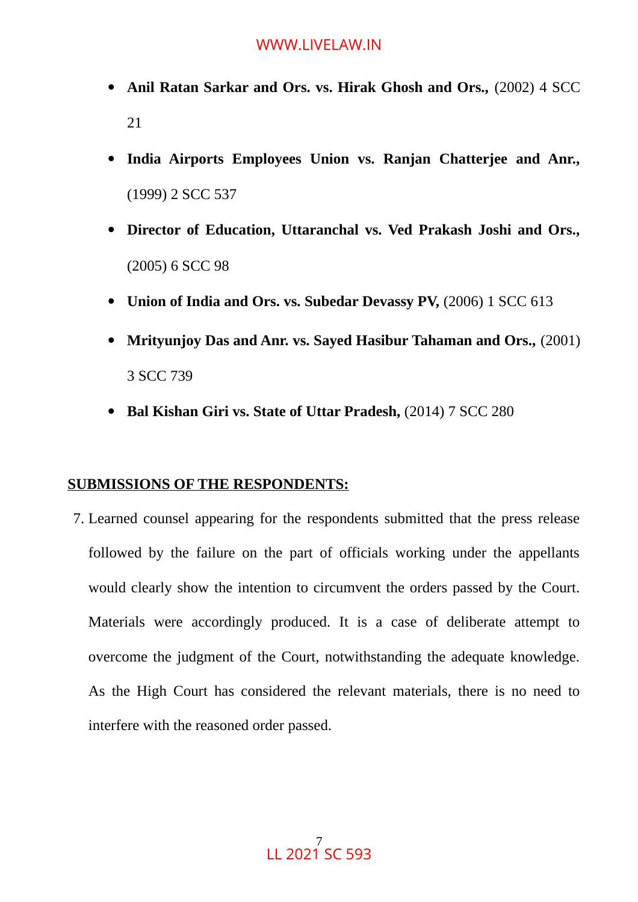- **Anil Ratan Sarkar and Ors. vs. Hirak Ghosh and Ors.,** (2002) 4 SCC 21
- **India Airports Employees Union vs. Ranjan Chatterjee and Anr.,** (1999) 2 SCC 537
- **Director of Education, Uttaranchal vs. Ved Prakash Joshi and Ors.,** (2005) 6 SCC 98
- **Union of India and Ors. vs. Subedar Devassy PV,** (2006) 1 SCC 613
- **Mrityunjoy Das and Anr. vs. Sayed Hasibur Tahaman and Ors.,** (2001) 3 SCC 739
- **Bal Kishan Giri vs. State of Uttar Pradesh,** (2014) 7 SCC 280

**SUBMISSIONS OF THE RESPONDENTS:**

7. Learned counsel appearing for the respondents submitted that the press release followed by the failure on the part of officials working under the appellants would clearly show the intention to circumvent the orders passed by the Court. Materials were accordingly produced. It is a case of deliberate attempt to overcome the judgment of the Court, notwithstanding the adequate knowledge. As the High Court has considered the relevant materials, there is no need to interfere with the reasoned order passed.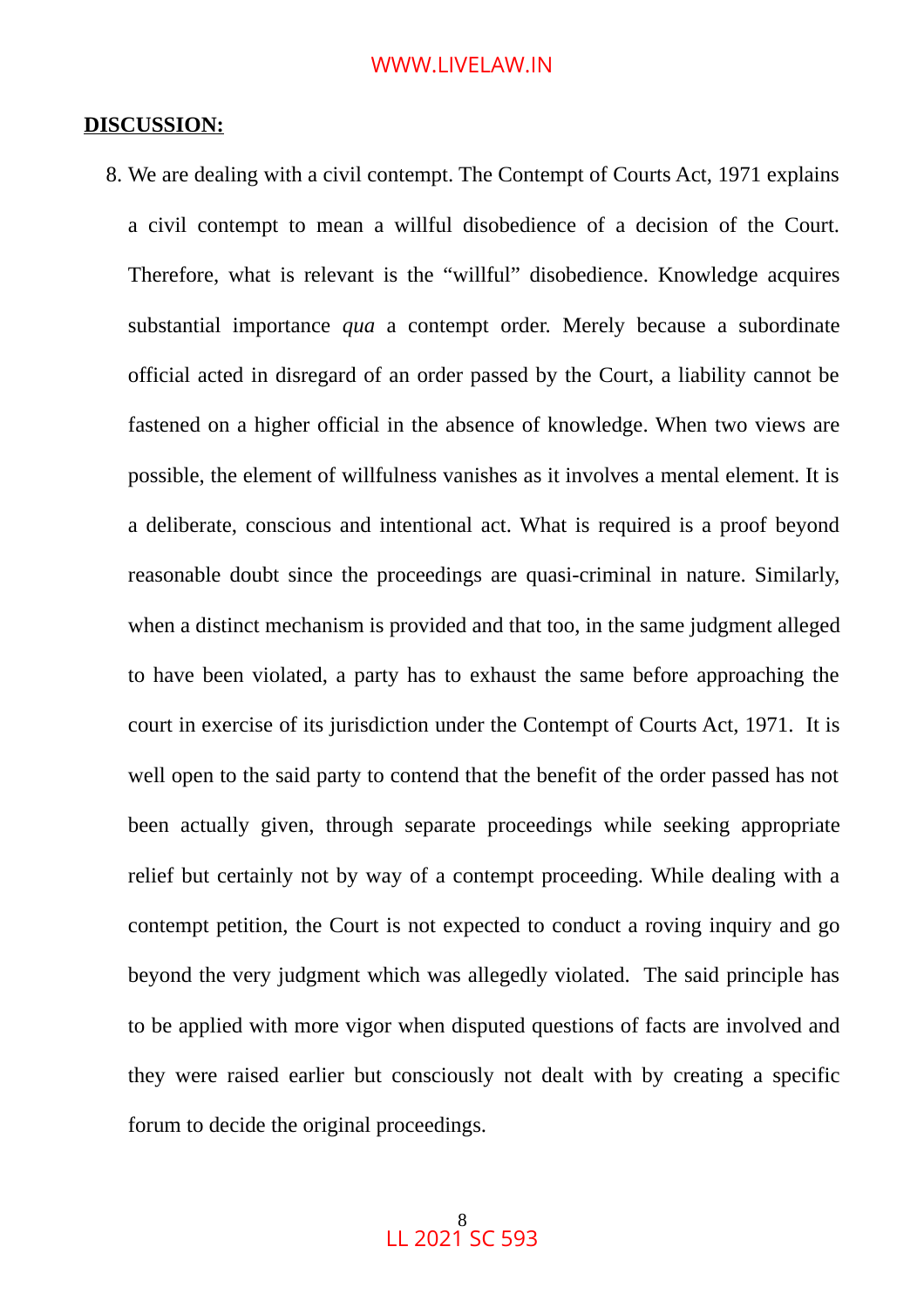**DISCUSSION:**

8. We are dealing with a civil contempt. The Contempt of Courts Act, 1971 explains a civil contempt to mean a willful disobedience of a decision of the Court. Therefore, what is relevant is the "willful" disobedience. Knowledge acquires substantial importance *qua* a contempt order. Merely because a subordinate official acted in disregard of an order passed by the Court, a liability cannot be fastened on a higher official in the absence of knowledge. When two views are possible, the element of willfulness vanishes as it involves a mental element. It is a deliberate, conscious and intentional act. What is required is a proof beyond reasonable doubt since the proceedings are quasi-criminal in nature. Similarly, when a distinct mechanism is provided and that too, in the same judgment alleged to have been violated, a party has to exhaust the same before approaching the court in exercise of its jurisdiction under the Contempt of Courts Act, 1971. It is well open to the said party to contend that the benefit of the order passed has not been actually given, through separate proceedings while seeking appropriate relief but certainly not by way of a contempt proceeding. While dealing with a contempt petition, the Court is not expected to conduct a roving inquiry and go beyond the very judgment which was allegedly violated. The said principle has to be applied with more vigor when disputed questions of facts are involved and they were raised earlier but consciously not dealt with by creating a specific forum to decide the original proceedings.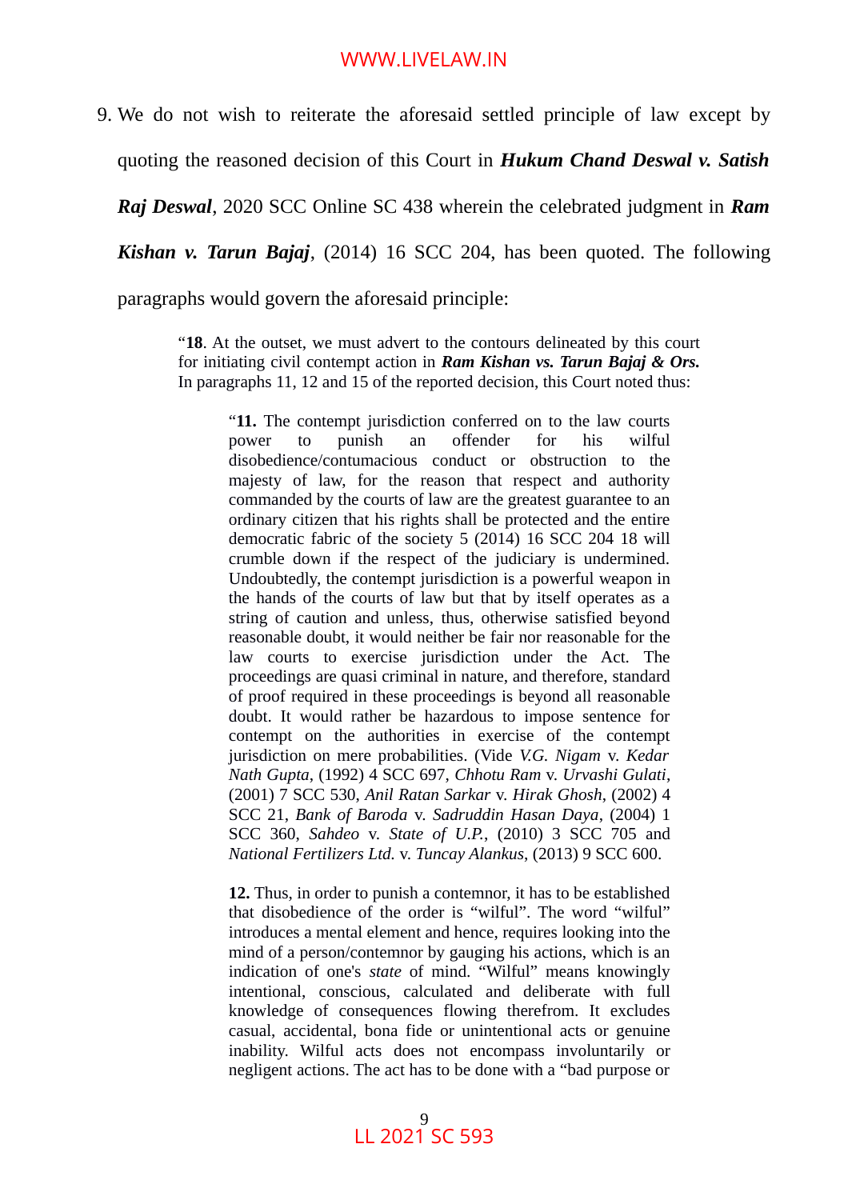9. We do not wish to reiterate the aforesaid settled principle of law except by quoting the reasoned decision of this Court in ***Hukum Chand Deswal v. Satish Raj Deswal***, 2020 SCC Online SC 438 wherein the celebrated judgment in ***Ram Kishan v. Tarun Bajaj***, (2014) 16 SCC 204, has been quoted. The following paragraphs would govern the aforesaid principle:

> "**18**. At the outset, we must advert to the contours delineated by this court for initiating civil contempt action in ***Ram Kishan vs. Tarun Bajaj & Ors.*** In paragraphs 11, 12 and 15 of the reported decision, this Court noted thus:
>
>> "**11.** The contempt jurisdiction conferred on to the law courts power to punish an offender for his wilful disobedience/contumacious conduct or obstruction to the majesty of law, for the reason that respect and authority commanded by the courts of law are the greatest guarantee to an ordinary citizen that his rights shall be protected and the entire democratic fabric of the society 5 (2014) 16 SCC 204 18 will crumble down if the respect of the judiciary is undermined. Undoubtedly, the contempt jurisdiction is a powerful weapon in the hands of the courts of law but that by itself operates as a string of caution and unless, thus, otherwise satisfied beyond reasonable doubt, it would neither be fair nor reasonable for the law courts to exercise jurisdiction under the Act. The proceedings are quasi criminal in nature, and therefore, standard of proof required in these proceedings is beyond all reasonable doubt. It would rather be hazardous to impose sentence for contempt on the authorities in exercise of the contempt jurisdiction on mere probabilities. (Vide *V.G. Nigam* v. *Kedar Nath Gupta*, (1992) 4 SCC 697, *Chhotu Ram* v. *Urvashi Gulati*, (2001) 7 SCC 530, *Anil Ratan Sarkar* v. *Hirak Ghosh*, (2002) 4 SCC 21, *Bank of Baroda* v. *Sadruddin Hasan Daya*, (2004) 1 SCC 360, *Sahdeo* v. *State of U.P.*, (2010) 3 SCC 705 and *National Fertilizers Ltd.* v. *Tuncay Alankus*, (2013) 9 SCC 600.
>>
>> **12.** Thus, in order to punish a contemnor, it has to be established that disobedience of the order is "wilful". The word "wilful" introduces a mental element and hence, requires looking into the mind of a person/contemnor by gauging his actions, which is an indication of one's *state* of mind. "Wilful" means knowingly intentional, conscious, calculated and deliberate with full knowledge of consequences flowing therefrom. It excludes casual, accidental, bona fide or unintentional acts or genuine inability. Wilful acts does not encompass involuntarily or negligent actions. The act has to be done with a "bad purpose or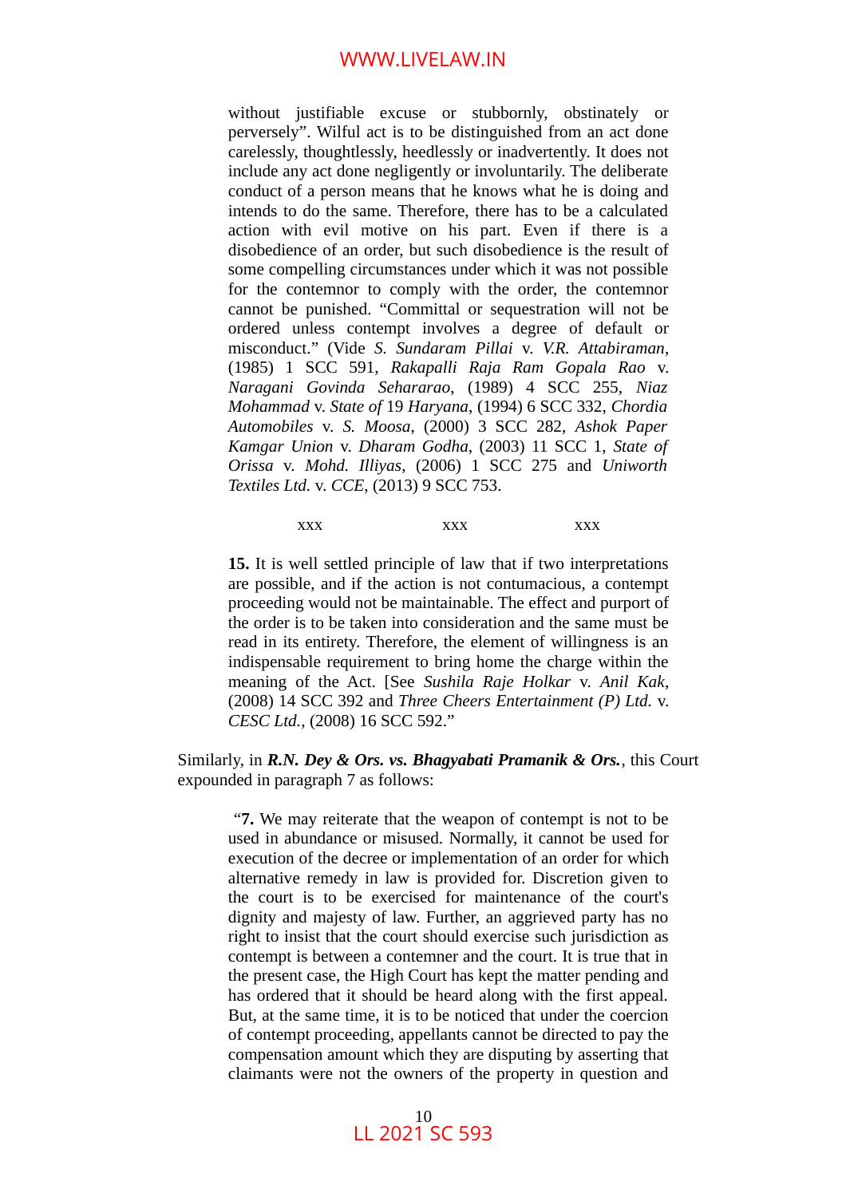> without justifiable excuse or stubbornly, obstinately or perversely". Wilful act is to be distinguished from an act done carelessly, thoughtlessly, heedlessly or inadvertently. It does not include any act done negligently or involuntarily. The deliberate conduct of a person means that he knows what he is doing and intends to do the same. Therefore, there has to be a calculated action with evil motive on his part. Even if there is a disobedience of an order, but such disobedience is the result of some compelling circumstances under which it was not possible for the contemnor to comply with the order, the contemnor cannot be punished. "Committal or sequestration will not be ordered unless contempt involves a degree of default or misconduct." (Vide *S. Sundaram Pillai* v. *V.R. Attabiraman*, (1985) 1 SCC 591, *Rakapalli Raja Ram Gopala Rao* v. *Naragani Govinda Sehararao*, (1989) 4 SCC 255, *Niaz Mohammad* v. *State of* 19 *Haryana*, (1994) 6 SCC 332, *Chordia Automobiles* v. *S. Moosa*, (2000) 3 SCC 282, *Ashok Paper Kamgar Union* v. *Dharam Godha*, (2003) 11 SCC 1, *State of Orissa* v. *Mohd. Illiyas*, (2006) 1 SCC 275 and *Uniworth Textiles Ltd.* v. *CCE*, (2013) 9 SCC 753.
>
> xxx xxx xxx
>
> **15.** It is well settled principle of law that if two interpretations are possible, and if the action is not contumacious, a contempt proceeding would not be maintainable. The effect and purport of the order is to be taken into consideration and the same must be read in its entirety. Therefore, the element of willingness is an indispensable requirement to bring home the charge within the meaning of the Act. [See *Sushila Raje Holkar* v. *Anil Kak*, (2008) 14 SCC 392 and *Three Cheers Entertainment (P) Ltd.* v. *CESC Ltd.*, (2008) 16 SCC 592."

Similarly, in ***R.N. Dey & Ors. vs. Bhagyabati Pramanik & Ors.***, this Court expounded in paragraph 7 as follows:

> "**7.** We may reiterate that the weapon of contempt is not to be used in abundance or misused. Normally, it cannot be used for execution of the decree or implementation of an order for which alternative remedy in law is provided for. Discretion given to the court is to be exercised for maintenance of the court's dignity and majesty of law. Further, an aggrieved party has no right to insist that the court should exercise such jurisdiction as contempt is between a contemner and the court. It is true that in the present case, the High Court has kept the matter pending and has ordered that it should be heard along with the first appeal. But, at the same time, it is to be noticed that under the coercion of contempt proceeding, appellants cannot be directed to pay the compensation amount which they are disputing by asserting that claimants were not the owners of the property in question and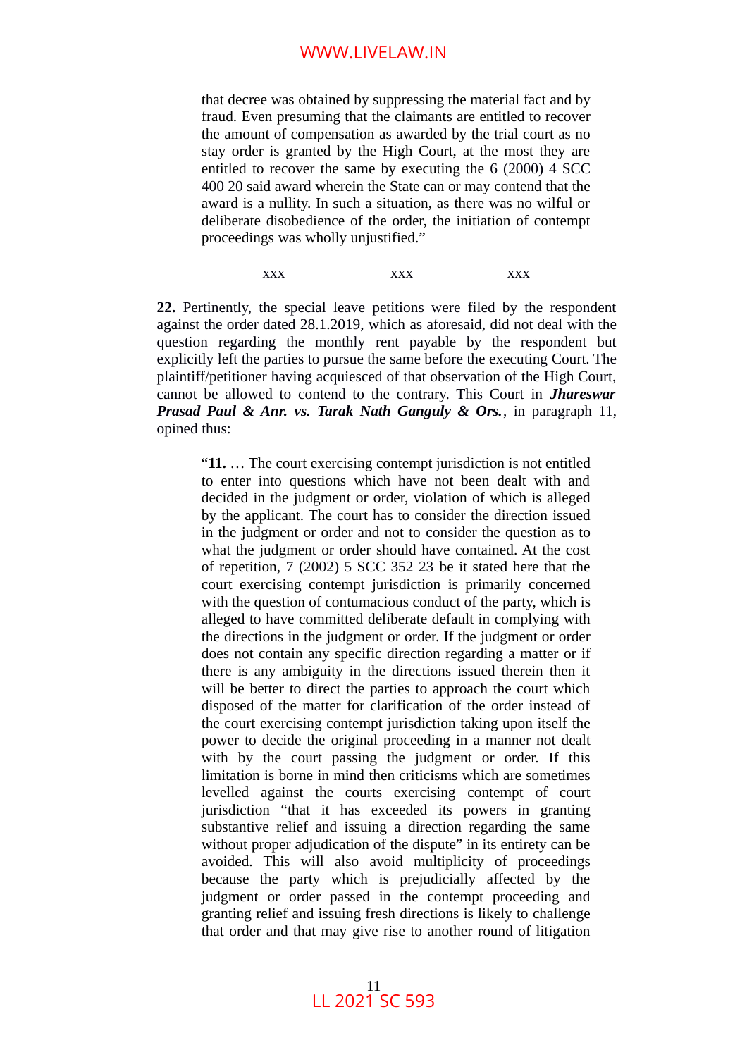> that decree was obtained by suppressing the material fact and by fraud. Even presuming that the claimants are entitled to recover the amount of compensation as awarded by the trial court as no stay order is granted by the High Court, at the most they are entitled to recover the same by executing the 6 (2000) 4 SCC 400 20 said award wherein the State can or may contend that the award is a nullity. In such a situation, as there was no wilful or deliberate disobedience of the order, the initiation of contempt proceedings was wholly unjustified."

xxx xxx xxx

**22.** Pertinently, the special leave petitions were filed by the respondent against the order dated 28.1.2019, which as aforesaid, did not deal with the question regarding the monthly rent payable by the respondent but explicitly left the parties to pursue the same before the executing Court. The plaintiff/petitioner having acquiesced of that observation of the High Court, cannot be allowed to contend to the contrary. This Court in ***Jhareswar Prasad Paul & Anr. vs. Tarak Nath Ganguly & Ors.***, in paragraph 11, opined thus:

> "**11.** … The court exercising contempt jurisdiction is not entitled to enter into questions which have not been dealt with and decided in the judgment or order, violation of which is alleged by the applicant. The court has to consider the direction issued in the judgment or order and not to consider the question as to what the judgment or order should have contained. At the cost of repetition, 7 (2002) 5 SCC 352 23 be it stated here that the court exercising contempt jurisdiction is primarily concerned with the question of contumacious conduct of the party, which is alleged to have committed deliberate default in complying with the directions in the judgment or order. If the judgment or order does not contain any specific direction regarding a matter or if there is any ambiguity in the directions issued therein then it will be better to direct the parties to approach the court which disposed of the matter for clarification of the order instead of the court exercising contempt jurisdiction taking upon itself the power to decide the original proceeding in a manner not dealt with by the court passing the judgment or order. If this limitation is borne in mind then criticisms which are sometimes levelled against the courts exercising contempt of court jurisdiction "that it has exceeded its powers in granting substantive relief and issuing a direction regarding the same without proper adjudication of the dispute" in its entirety can be avoided. This will also avoid multiplicity of proceedings because the party which is prejudicially affected by the judgment or order passed in the contempt proceeding and granting relief and issuing fresh directions is likely to challenge that order and that may give rise to another round of litigation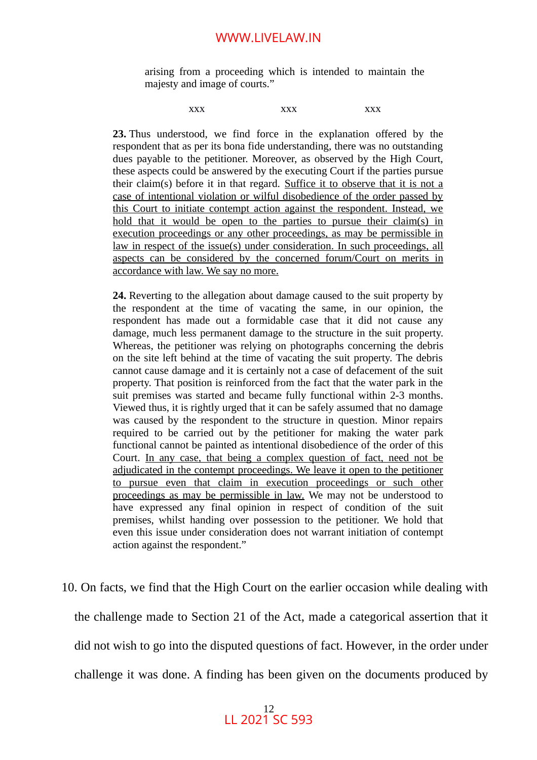> arising from a proceeding which is intended to maintain the majesty and image of courts."

xxx xxx xxx

> **23.** Thus understood, we find force in the explanation offered by the respondent that as per its bona fide understanding, there was no outstanding dues payable to the petitioner. Moreover, as observed by the High Court, these aspects could be answered by the executing Court if the parties pursue their claim(s) before it in that regard. <u>Suffice it to observe that it is not a case of intentional violation or wilful disobedience of the order passed by this Court to initiate contempt action against the respondent. Instead, we hold that it would be open to the parties to pursue their claim(s) in execution proceedings or any other proceedings, as may be permissible in law in respect of the issue(s) under consideration. In such proceedings, all aspects can be considered by the concerned forum/Court on merits in accordance with law. We say no more.</u>
>
> **24.** Reverting to the allegation about damage caused to the suit property by the respondent at the time of vacating the same, in our opinion, the respondent has made out a formidable case that it did not cause any damage, much less permanent damage to the structure in the suit property. Whereas, the petitioner was relying on photographs concerning the debris on the site left behind at the time of vacating the suit property. The debris cannot cause damage and it is certainly not a case of defacement of the suit property. That position is reinforced from the fact that the water park in the suit premises was started and became fully functional within 2-3 months. Viewed thus, it is rightly urged that it can be safely assumed that no damage was caused by the respondent to the structure in question. Minor repairs required to be carried out by the petitioner for making the water park functional cannot be painted as intentional disobedience of the order of this Court. <u>In any case, that being a complex question of fact, need not be adjudicated in the contempt proceedings. We leave it open to the petitioner to pursue even that claim in execution proceedings or such other proceedings as may be permissible in law.</u> We may not be understood to have expressed any final opinion in respect of condition of the suit premises, whilst handing over possession to the petitioner. We hold that even this issue under consideration does not warrant initiation of contempt action against the respondent."

10. On facts, we find that the High Court on the earlier occasion while dealing with the challenge made to Section 21 of the Act, made a categorical assertion that it did not wish to go into the disputed questions of fact. However, in the order under challenge it was done. A finding has been given on the documents produced by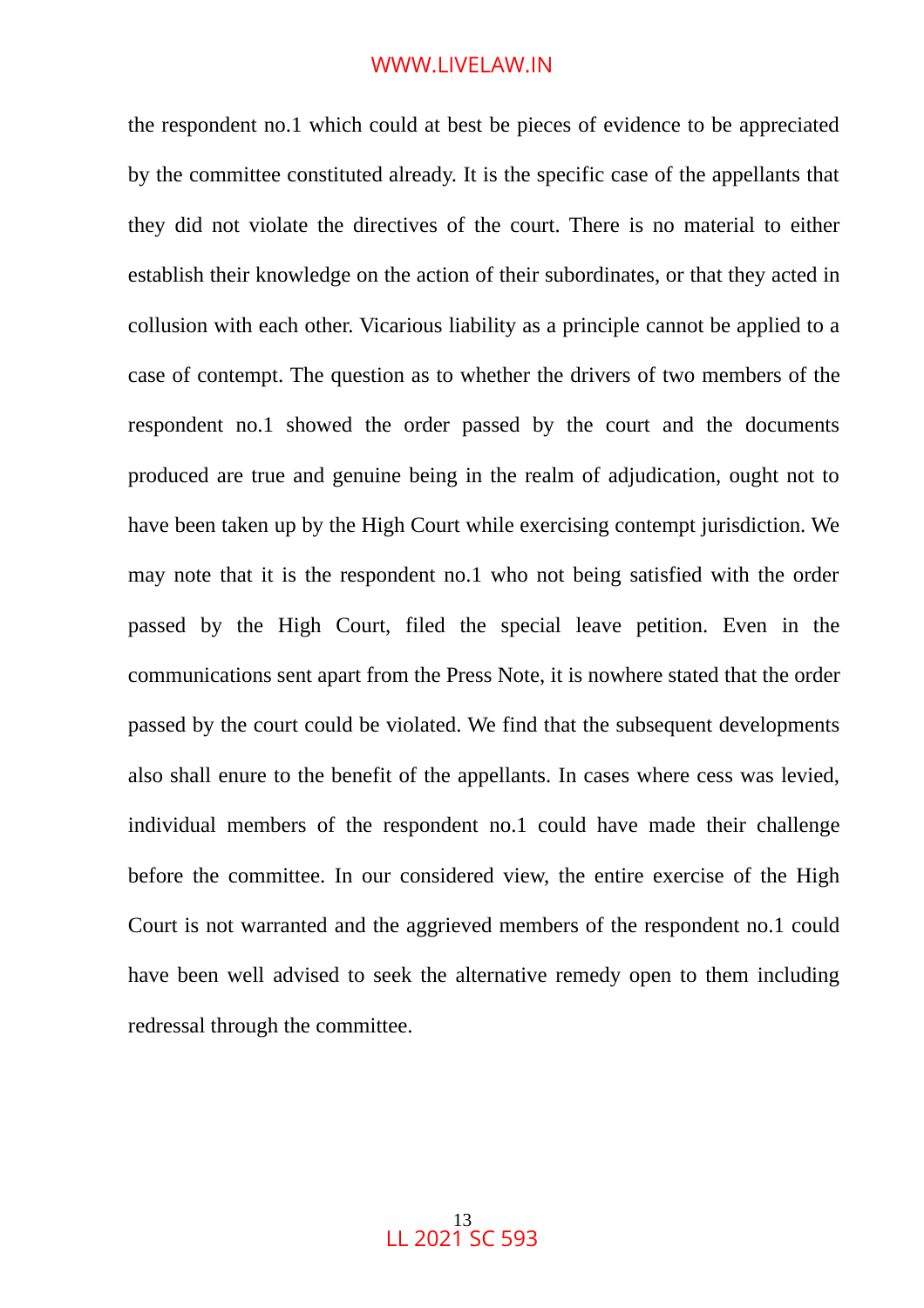the respondent no.1 which could at best be pieces of evidence to be appreciated by the committee constituted already. It is the specific case of the appellants that they did not violate the directives of the court. There is no material to either establish their knowledge on the action of their subordinates, or that they acted in collusion with each other. Vicarious liability as a principle cannot be applied to a case of contempt. The question as to whether the drivers of two members of the respondent no.1 showed the order passed by the court and the documents produced are true and genuine being in the realm of adjudication, ought not to have been taken up by the High Court while exercising contempt jurisdiction. We may note that it is the respondent no.1 who not being satisfied with the order passed by the High Court, filed the special leave petition. Even in the communications sent apart from the Press Note, it is nowhere stated that the order passed by the court could be violated. We find that the subsequent developments also shall enure to the benefit of the appellants. In cases where cess was levied, individual members of the respondent no.1 could have made their challenge before the committee. In our considered view, the entire exercise of the High Court is not warranted and the aggrieved members of the respondent no.1 could have been well advised to seek the alternative remedy open to them including redressal through the committee.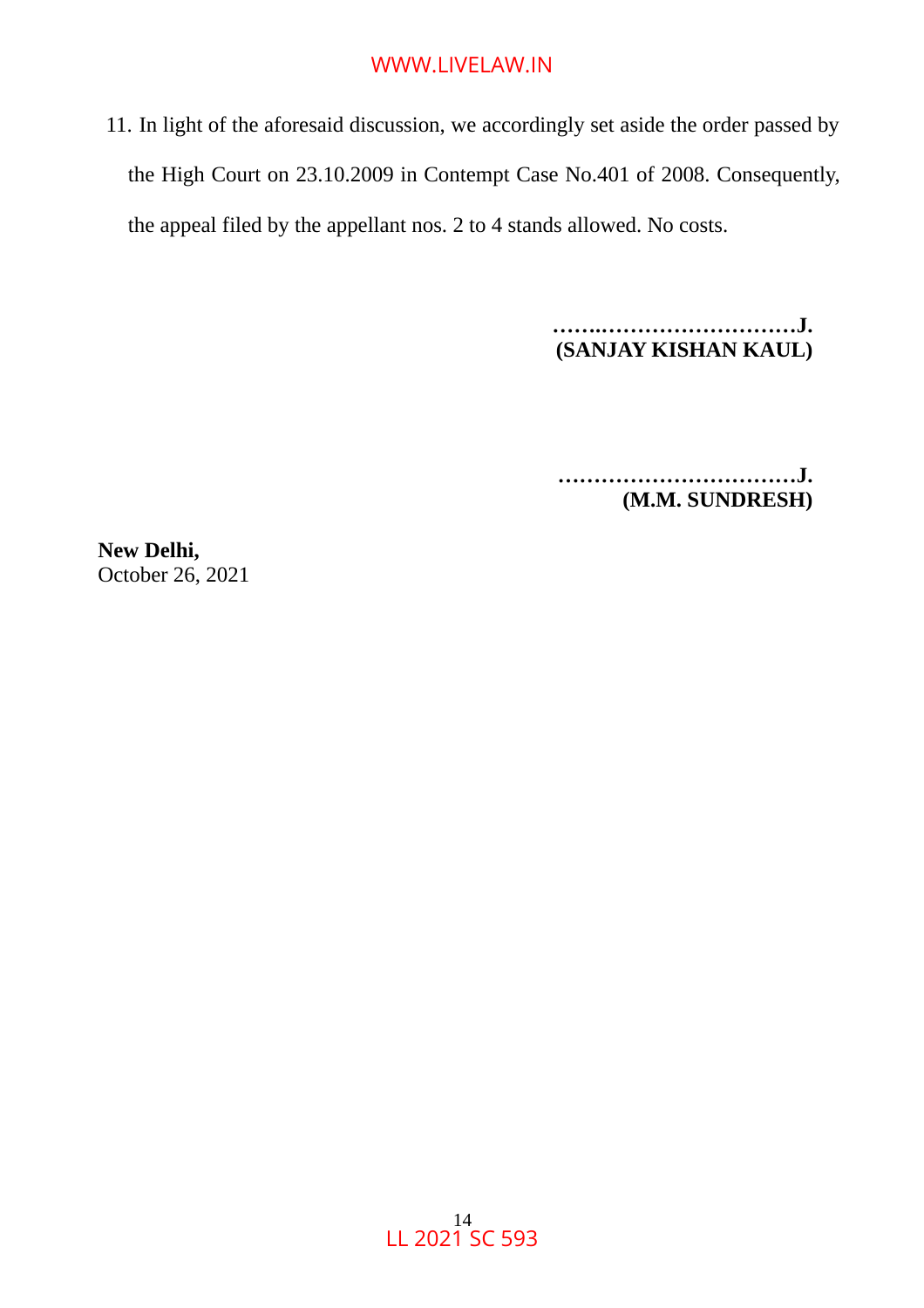11. In light of the aforesaid discussion, we accordingly set aside the order passed by the High Court on 23.10.2009 in Contempt Case No.401 of 2008. Consequently, the appeal filed by the appellant nos. 2 to 4 stands allowed. No costs.

**……..……………………….J.**
**(SANJAY KISHAN KAUL)**

**……………………………J.**
**(M.M. SUNDRESH)**

**New Delhi,**
October 26, 2021